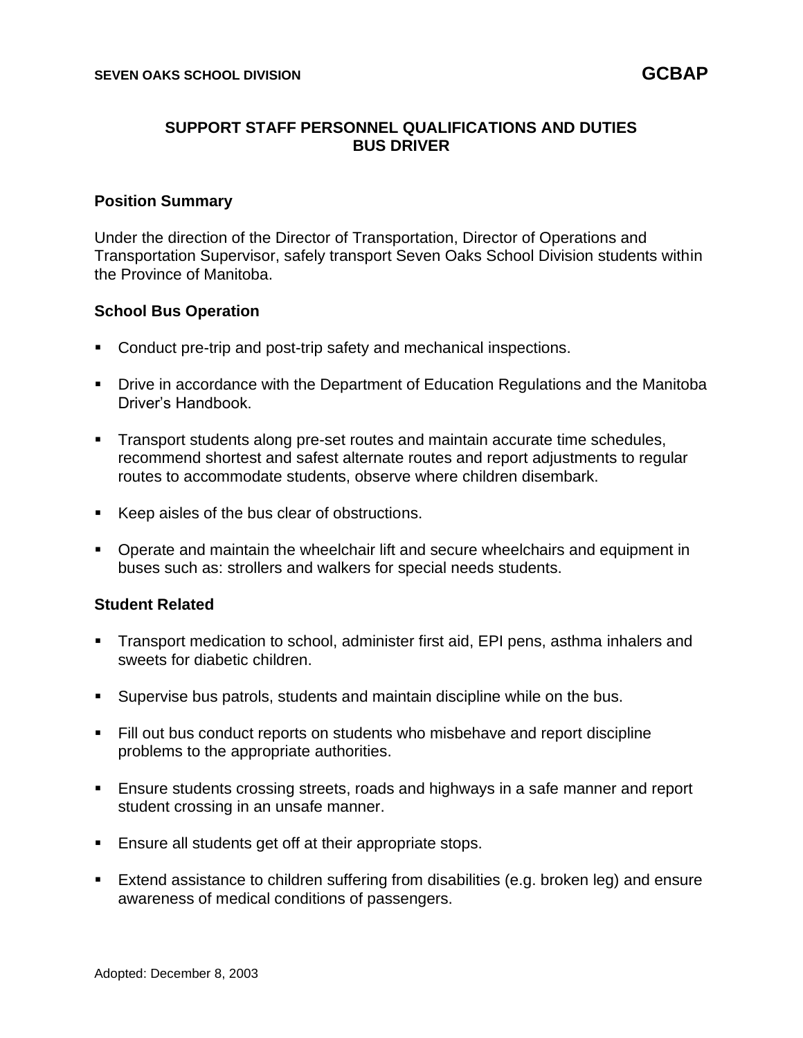**SEVEN OAKS SCHOOL DIVISION** **GCBAP**

# SUPPORT STAFF PERSONNEL QUALIFICATIONS AND DUTIES
# BUS DRIVER

## Position Summary

Under the direction of the Director of Transportation, Director of Operations and Transportation Supervisor, safely transport Seven Oaks School Division students within the Province of Manitoba.

## School Bus Operation

- Conduct pre-trip and post-trip safety and mechanical inspections.
- Drive in accordance with the Department of Education Regulations and the Manitoba Driver's Handbook.
- Transport students along pre-set routes and maintain accurate time schedules, recommend shortest and safest alternate routes and report adjustments to regular routes to accommodate students, observe where children disembark.
- Keep aisles of the bus clear of obstructions.
- Operate and maintain the wheelchair lift and secure wheelchairs and equipment in buses such as: strollers and walkers for special needs students.

## Student Related

- Transport medication to school, administer first aid, EPI pens, asthma inhalers and sweets for diabetic children.
- Supervise bus patrols, students and maintain discipline while on the bus.
- Fill out bus conduct reports on students who misbehave and report discipline problems to the appropriate authorities.
- Ensure students crossing streets, roads and highways in a safe manner and report student crossing in an unsafe manner.
- Ensure all students get off at their appropriate stops.
- Extend assistance to children suffering from disabilities (e.g. broken leg) and ensure awareness of medical conditions of passengers.

Adopted: December 8, 2003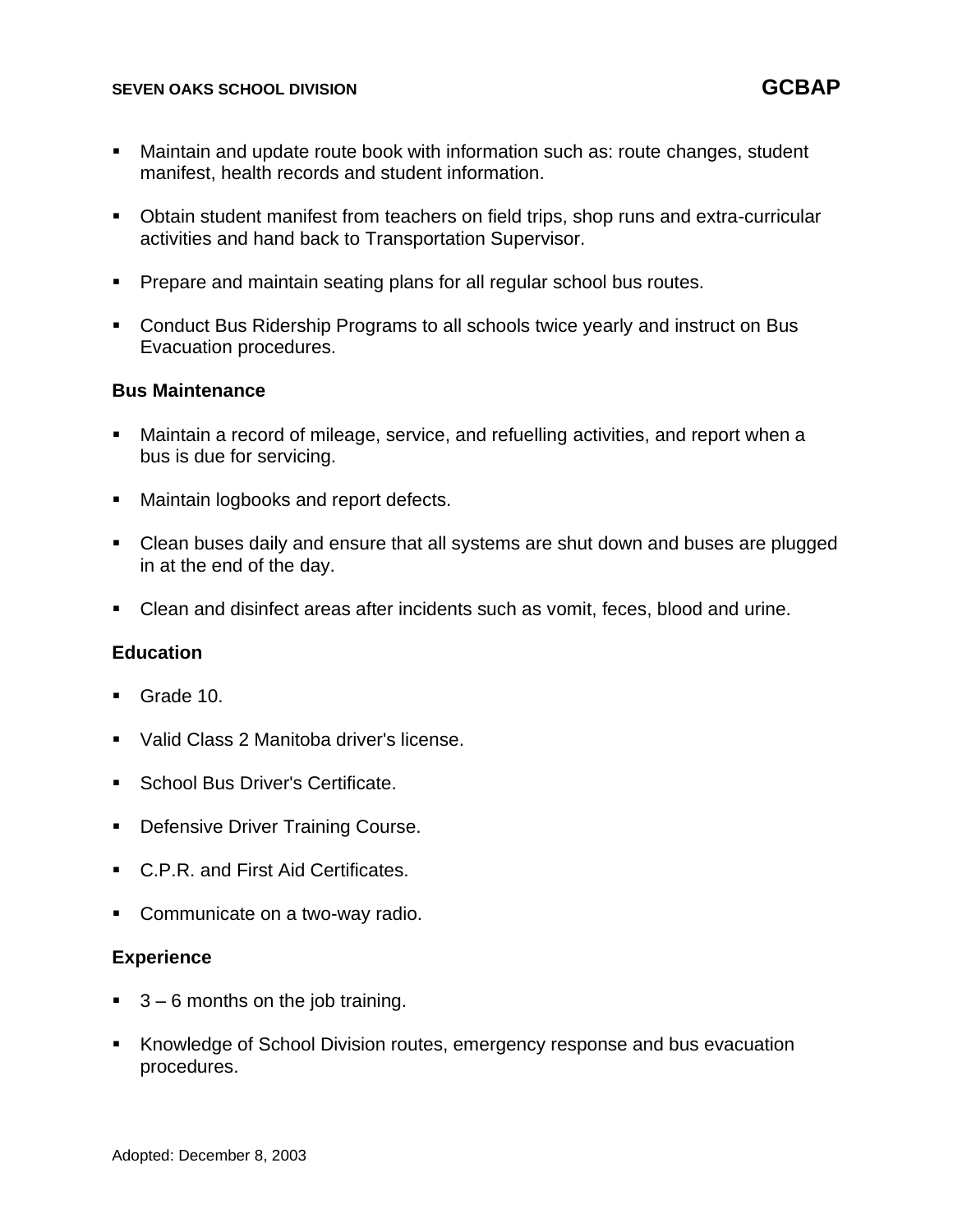- Maintain and update route book with information such as: route changes, student manifest, health records and student information.

- Obtain student manifest from teachers on field trips, shop runs and extra-curricular activities and hand back to Transportation Supervisor.

- Prepare and maintain seating plans for all regular school bus routes.

- Conduct Bus Ridership Programs to all schools twice yearly and instruct on Bus Evacuation procedures.

**Bus Maintenance**

- Maintain a record of mileage, service, and refuelling activities, and report when a bus is due for servicing.

- Maintain logbooks and report defects.

- Clean buses daily and ensure that all systems are shut down and buses are plugged in at the end of the day.

- Clean and disinfect areas after incidents such as vomit, feces, blood and urine.

**Education**

- Grade 10.

- Valid Class 2 Manitoba driver's license.

- School Bus Driver's Certificate.

- Defensive Driver Training Course.

- C.P.R. and First Aid Certificates.

- Communicate on a two-way radio.

**Experience**

- 3 – 6 months on the job training.

- Knowledge of School Division routes, emergency response and bus evacuation procedures.

Adopted: December 8, 2003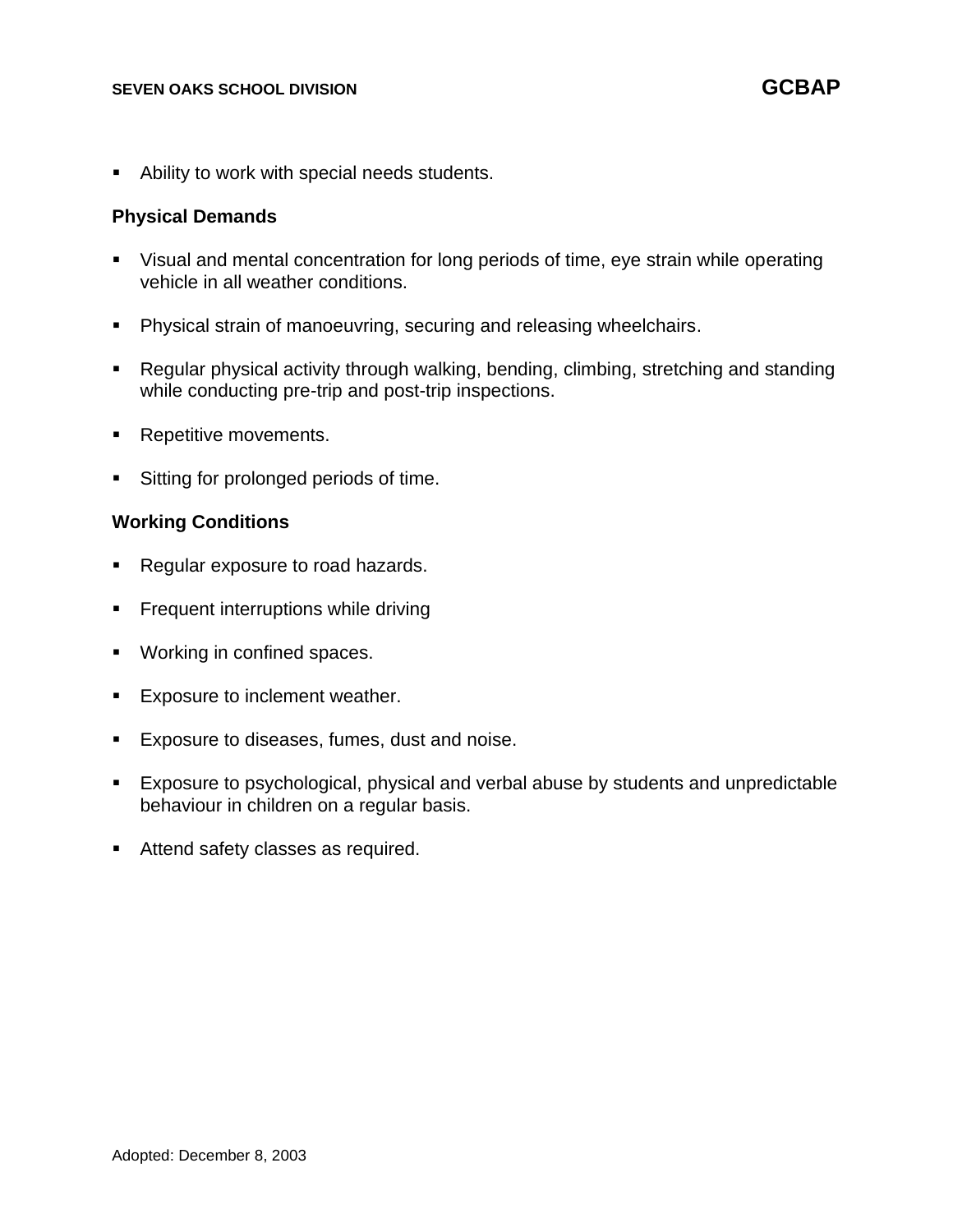- Ability to work with special needs students.

**Physical Demands**

- Visual and mental concentration for long periods of time, eye strain while operating vehicle in all weather conditions.
- Physical strain of manoeuvring, securing and releasing wheelchairs.
- Regular physical activity through walking, bending, climbing, stretching and standing while conducting pre-trip and post-trip inspections.
- Repetitive movements.
- Sitting for prolonged periods of time.

**Working Conditions**

- Regular exposure to road hazards.
- Frequent interruptions while driving
- Working in confined spaces.
- Exposure to inclement weather.
- Exposure to diseases, fumes, dust and noise.
- Exposure to psychological, physical and verbal abuse by students and unpredictable behaviour in children on a regular basis.
- Attend safety classes as required.

Adopted: December 8, 2003